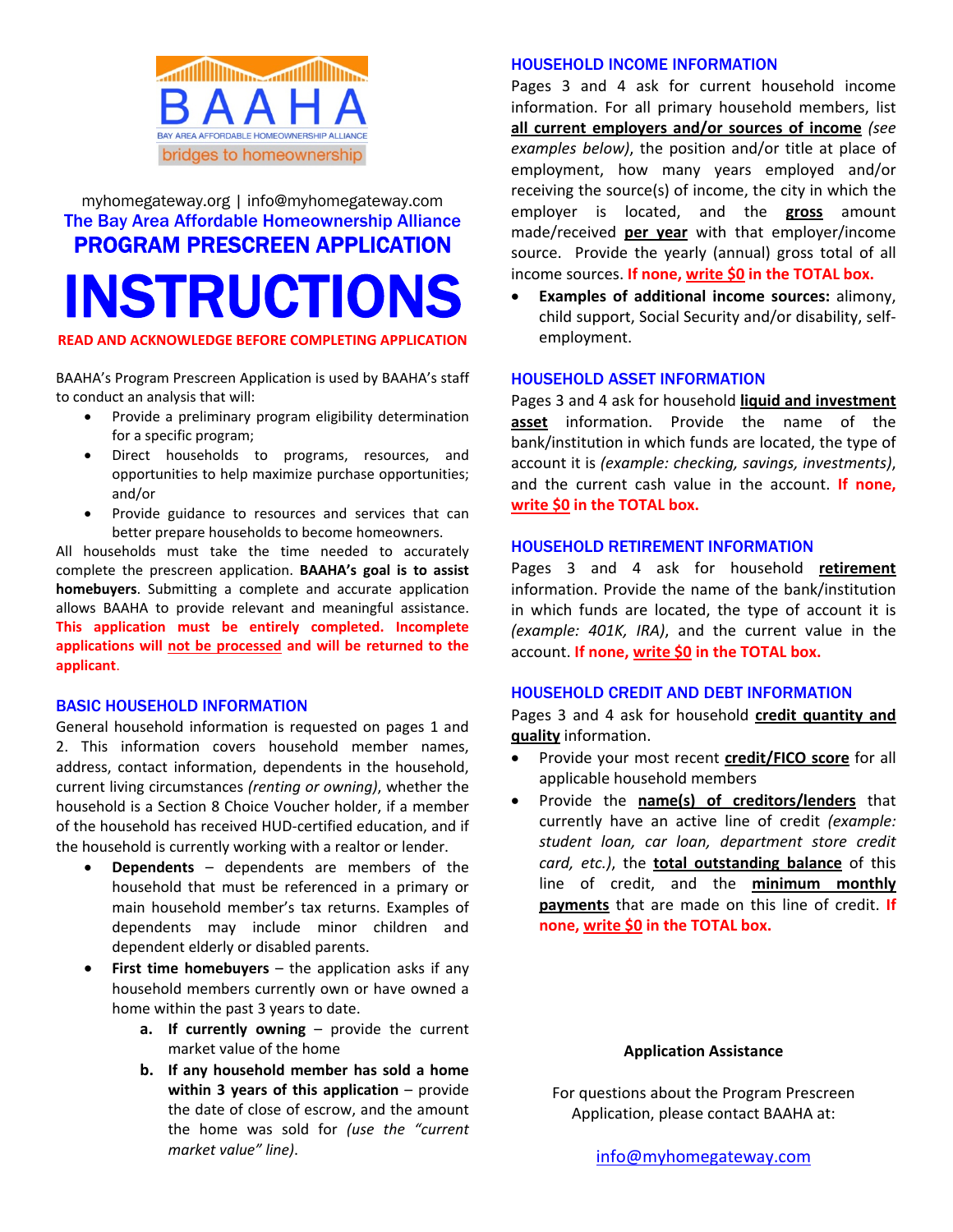BAAHA

BAY AREA AFFORDABLE HOMEOWNERSHIP ALLIANCE

bridges to homeownership

myhomegateway.org | info@myhomegateway.com

The Bay Area Affordable Homeownership Alliance

## PROGRAM PRESCREEN APPLICATION

# INSTRUCTIONS

**READ AND ACKNOWLEDGE BEFORE COMPLETING APPLICATION**

BAAHA's Program Prescreen Application is used by BAAHA's staff to conduct an analysis that will:

- Provide a preliminary program eligibility determination for a specific program;
- Direct households to programs, resources, and opportunities to help maximize purchase opportunities; and/or
- Provide guidance to resources and services that can better prepare households to become homeowners.

All households must take the time needed to accurately complete the prescreen application. **BAAHA's goal is to assist homebuyers**. Submitting a complete and accurate application allows BAAHA to provide relevant and meaningful assistance. **This application must be entirely completed. Incomplete applications will not be processed and will be returned to the applicant**.

### BASIC HOUSEHOLD INFORMATION

General household information is requested on pages 1 and 2. This information covers household member names, address, contact information, dependents in the household, current living circumstances *(renting or owning)*, whether the household is a Section 8 Choice Voucher holder, if a member of the household has received HUD-certified education, and if the household is currently working with a realtor or lender.

- **Dependents** – dependents are members of the household that must be referenced in a primary or main household member's tax returns. Examples of dependents may include minor children and dependent elderly or disabled parents.
- **First time homebuyers** – the application asks if any household members currently own or have owned a home within the past 3 years to date.
    a. **If currently owning** – provide the current market value of the home
    b. **If any household member has sold a home within 3 years of this application** – provide the date of close of escrow, and the amount the home was sold for *(use the "current market value" line)*.

### HOUSEHOLD INCOME INFORMATION

Pages 3 and 4 ask for current household income information. For all primary household members, list **all current employers and/or sources of income** *(see examples below)*, the position and/or title at place of employment, how many years employed and/or receiving the source(s) of income, the city in which the employer is located, and the **gross** amount made/received **per year** with that employer/income source. Provide the yearly (annual) gross total of all income sources. **If none, write $0 in the TOTAL box.**

- **Examples of additional income sources:** alimony, child support, Social Security and/or disability, self-employment.

### HOUSEHOLD ASSET INFORMATION

Pages 3 and 4 ask for household **liquid and investment asset** information. Provide the name of the bank/institution in which funds are located, the type of account it is *(example: checking, savings, investments)*, and the current cash value in the account. **If none, write $0 in the TOTAL box.**

### HOUSEHOLD RETIREMENT INFORMATION

Pages 3 and 4 ask for household **retirement** information. Provide the name of the bank/institution in which funds are located, the type of account it is *(example: 401K, IRA)*, and the current value in the account. **If none, write $0 in the TOTAL box.**

### HOUSEHOLD CREDIT AND DEBT INFORMATION

Pages 3 and 4 ask for household **credit quantity and quality** information.

- Provide your most recent **credit/FICO score** for all applicable household members
- Provide the **name(s) of creditors/lenders** that currently have an active line of credit *(example: student loan, car loan, department store credit card, etc.)*, the **total outstanding balance** of this line of credit, and the **minimum monthly payments** that are made on this line of credit. **If none, write $0 in the TOTAL box.**

**Application Assistance**

For questions about the Program Prescreen Application, please contact BAAHA at:

info@myhomegateway.com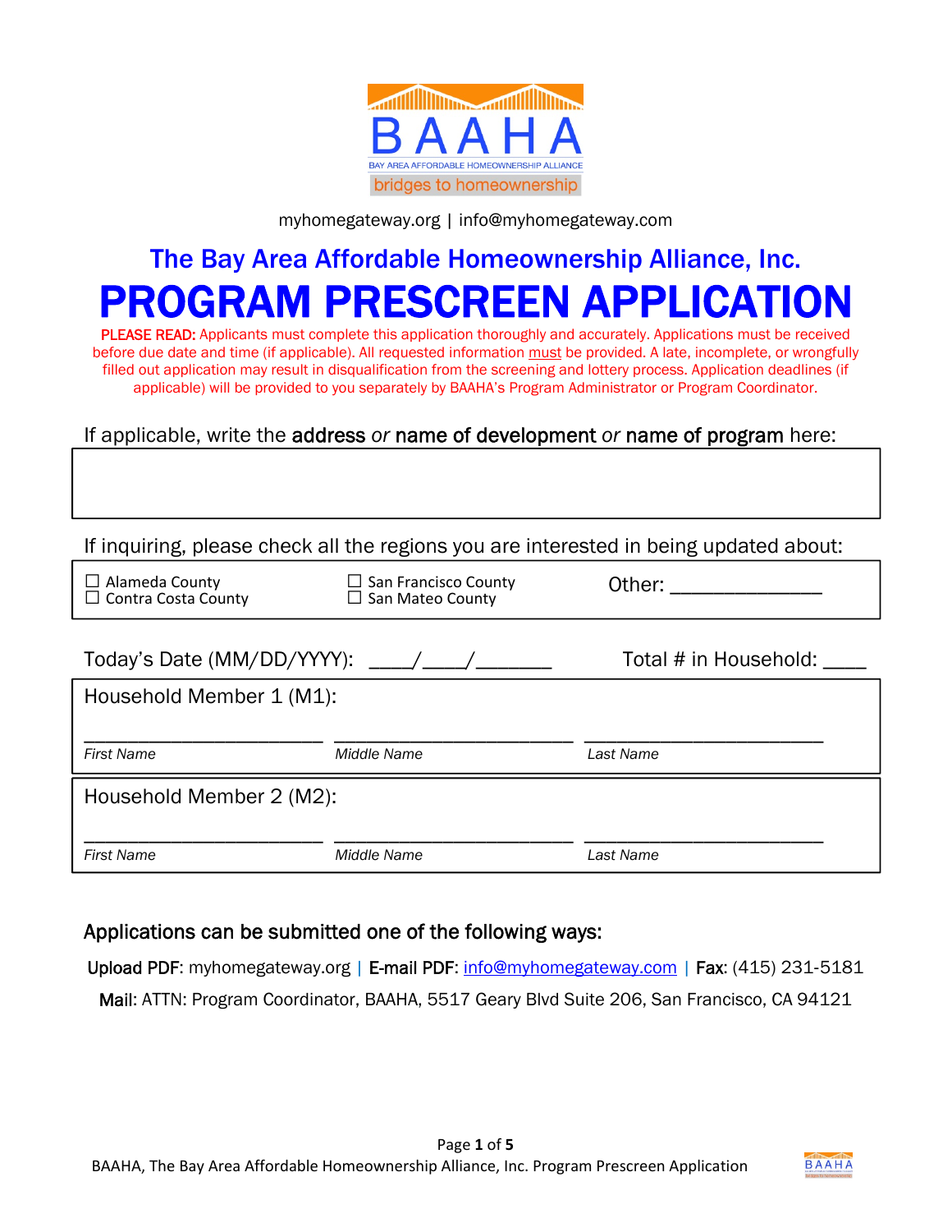BAAHA

BAY AREA AFFORDABLE HOMEOWNERSHIP ALLIANCE

bridges to homeownership

myhomegateway.org | info@myhomegateway.com

## The Bay Area Affordable Homeownership Alliance, Inc.

# PROGRAM PRESCREEN APPLICATION

**PLEASE READ:** Applicants must complete this application thoroughly and accurately. Applications must be received before due date and time (if applicable). All requested information must be provided. A late, incomplete, or wrongfully filled out application may result in disqualification from the screening and lottery process. Application deadlines (if applicable) will be provided to you separately by BAAHA's Program Administrator or Program Coordinator.

If applicable, write the **address** *or* **name of development** *or* **name of program** here:

| |
|---|
| |

If inquiring, please check all the regions you are interested in being updated about:

| | | |
|---|---|---|
| ☐ Alameda County<br>☐ Contra Costa County | ☐ San Francisco County<br>☐ San Mateo County | Other: ______________ |

Today's Date (MM/DD/YYYY): ____/____/_______ Total # in Household: ____

**Household Member 1 (M1):**

| ______________________ | ______________________ | ______________________ |
|---|---|---|
| *First Name* | *Middle Name* | *Last Name* |

**Household Member 2 (M2):**

| ______________________ | ______________________ | ______________________ |
|---|---|---|
| *First Name* | *Middle Name* | *Last Name* |

### Applications can be submitted one of the following ways:

**Upload PDF**: myhomegateway.org | **E-mail PDF**: info@myhomegateway.com | **Fax**: (415) 231-5181

**Mail**: ATTN: Program Coordinator, BAAHA, 5517 Geary Blvd Suite 206, San Francisco, CA 94121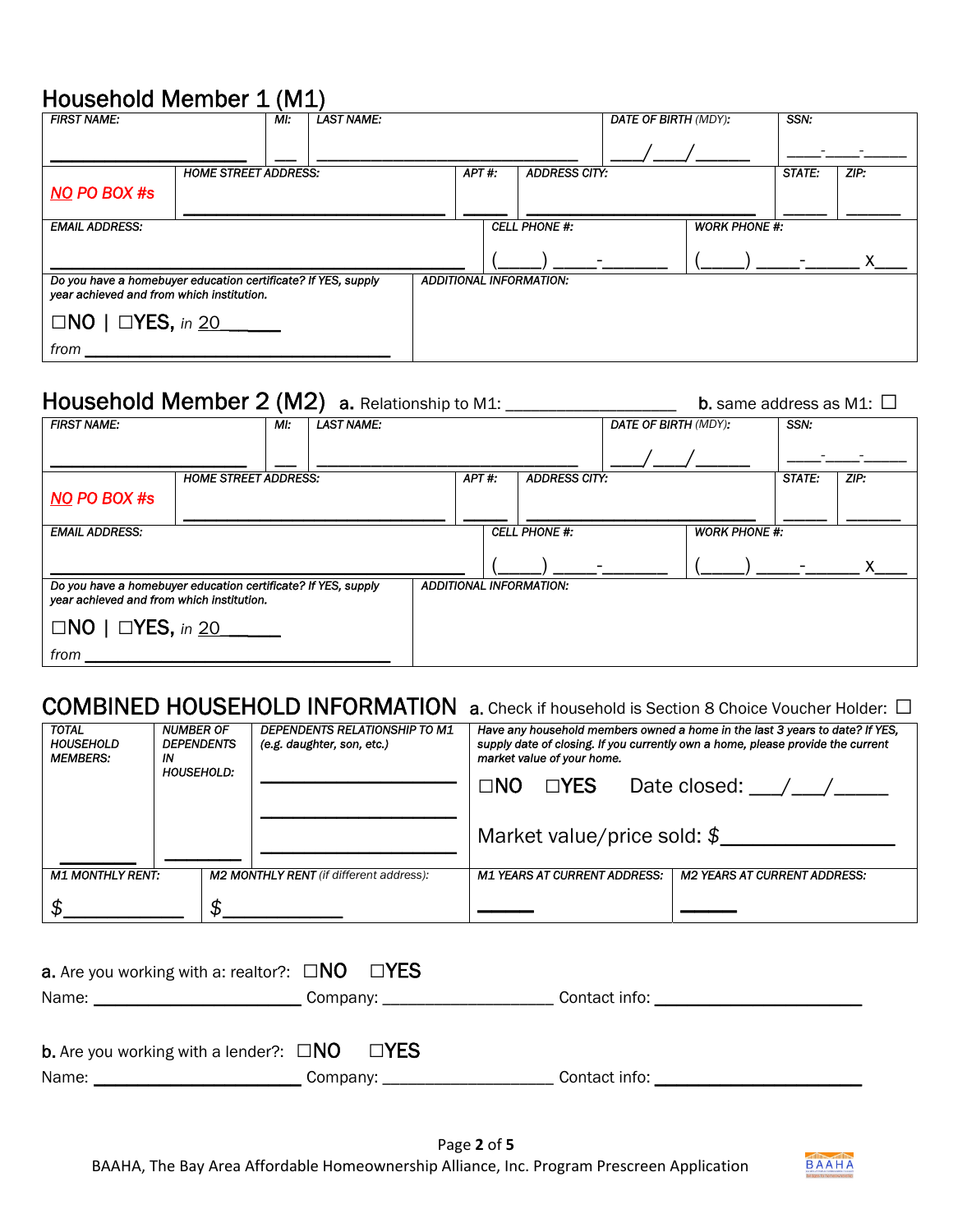## Household Member 1 (M1)

| FIRST NAME: | MI: | LAST NAME: | DATE OF BIRTH (MDY): | SSN: |
|---|---|---|---|---|
| ____________________ | ___ | ______________________________ | ___/___/_____ | ____-___-_____ |

| NO PO BOX #s | HOME STREET ADDRESS: | APT #: | ADDRESS CITY: | STATE: | ZIP: |
|---|---|---|---|---|---|
| | ______________________________ | _____ | ______________________________ | _____ | ______ |

| EMAIL ADDRESS: | CELL PHONE #: | WORK PHONE #: |
|---|---|---|
| ______________________________________________ | (_____) _____-_______ | (_____) _____-______ X____ |

| Do you have a homebuyer education certificate? If YES, supply year achieved and from which institution. | ADDITIONAL INFORMATION: |
|---|---|
| ☐NO \| ☐YES, *in* 20_____ from ______________________________ | |

## Household Member 2 (M2)

**a.** Relationship to M1: ____________________ **b.** same address as M1: ☐

| FIRST NAME: | MI: | LAST NAME: | DATE OF BIRTH (MDY): | SSN: |
|---|---|---|---|---|
| ____________________ | ___ | ______________________________ | ___/___/_____ | ____-___-_____ |

| NO PO BOX #s | HOME STREET ADDRESS: | APT #: | ADDRESS CITY: | STATE: | ZIP: |
|---|---|---|---|---|---|
| | ______________________________ | _____ | ______________________________ | _____ | ______ |

| EMAIL ADDRESS: | CELL PHONE #: | WORK PHONE #: |
|---|---|---|
| ______________________________________________ | (_____) _____-_______ | (_____) _____-______ X____ |

| Do you have a homebuyer education certificate? If YES, supply year achieved and from which institution. | ADDITIONAL INFORMATION: |
|---|---|
| ☐NO \| ☐YES, *in* 20_____ from ______________________________ | |

## COMBINED HOUSEHOLD INFORMATION

**a.** Check if household is Section 8 Choice Voucher Holder: ☐

| TOTAL HOUSEHOLD MEMBERS: | NUMBER OF DEPENDENTS IN HOUSEHOLD: | DEPENDENTS RELATIONSHIP TO M1 (e.g. daughter, son, etc.) | Have any household members owned a home in the last 3 years to date? If YES, supply date of closing. If you currently own a home, please provide the current market value of your home. |
|---|---|---|---|
| ________ | ________ | ____________________ ____________________ ____________________ | ☐NO ☐YES Date closed: ___/___/_____ Market value/price sold: $_______________ |

| M1 MONTHLY RENT: | M2 MONTHLY RENT (if different address): | M1 YEARS AT CURRENT ADDRESS: | M2 YEARS AT CURRENT ADDRESS: |
|---|---|---|---|
| $____________ | $____________ | ______ | ______ |

**a.** Are you working with a: realtor?: ☐NO ☐YES

Name: ______________________ Company: ____________________ Contact info: ______________________

**b.** Are you working with a lender?: ☐NO ☐YES

Name: ______________________ Company: ____________________ Contact info: ______________________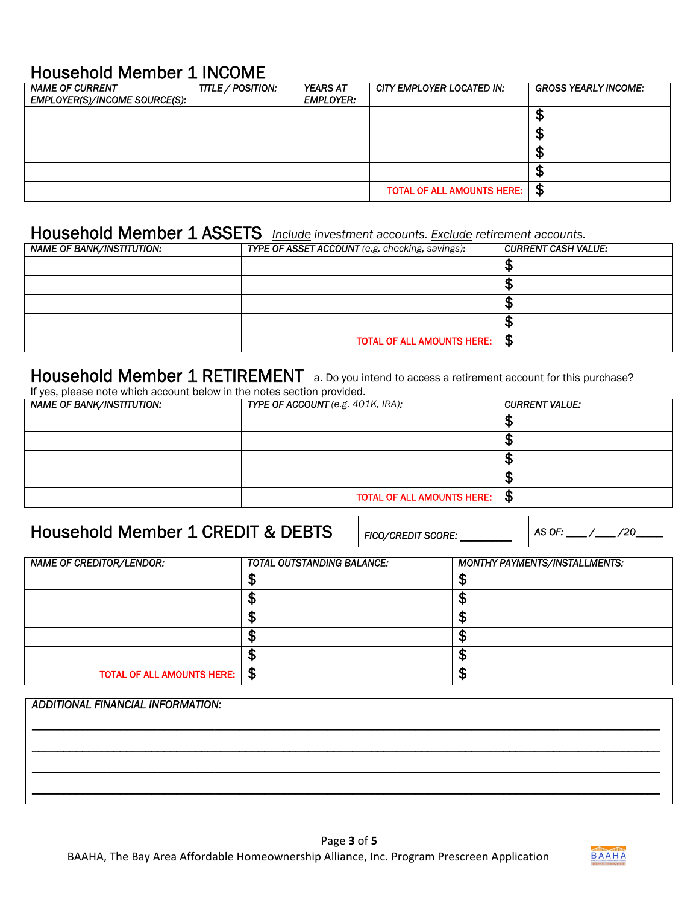## Household Member 1 INCOME

| *NAME OF CURRENT EMPLOYER(S)/INCOME SOURCE(S):* | *TITLE / POSITION:* | *YEARS AT EMPLOYER:* | *CITY EMPLOYER LOCATED IN:* | *GROSS YEARLY INCOME:* |
|---|---|---|---|---|
| | | | | $ |
| | | | | $ |
| | | | | $ |
| | | | | $ |
| | | | TOTAL OF ALL AMOUNTS HERE: | $ |

## Household Member 1 ASSETS *Include investment accounts. Exclude retirement accounts.*

| *NAME OF BANK/INSTITUTION:* | *TYPE OF ASSET ACCOUNT (e.g. checking, savings):* | *CURRENT CASH VALUE:* |
|---|---|---|
| | | $ |
| | | $ |
| | | $ |
| | | $ |
| | TOTAL OF ALL AMOUNTS HERE: | $ |

## Household Member 1 RETIREMENT

a. Do you intend to access a retirement account for this purchase? If yes, please note which account below in the notes section provided.

| *NAME OF BANK/INSTITUTION:* | *TYPE OF ACCOUNT (e.g. 401K, IRA):* | *CURRENT VALUE:* |
|---|---|---|
| | | $ |
| | | $ |
| | | $ |
| | | $ |
| | TOTAL OF ALL AMOUNTS HERE: | $ |

## Household Member 1 CREDIT & DEBTS

*FICO/CREDIT SCORE:* ________ *AS OF:* ____/____/20____

| *NAME OF CREDITOR/LENDOR:* | *TOTAL OUTSTANDING BALANCE:* | *MONTHY PAYMENTS/INSTALLMENTS:* |
|---|---|---|
| | $ | $ |
| | $ | $ |
| | $ | $ |
| | $ | $ |
| | $ | $ |
| TOTAL OF ALL AMOUNTS HERE: | $ | $ |

*ADDITIONAL FINANCIAL INFORMATION:*

______________________________________________________________________________

______________________________________________________________________________

______________________________________________________________________________

______________________________________________________________________________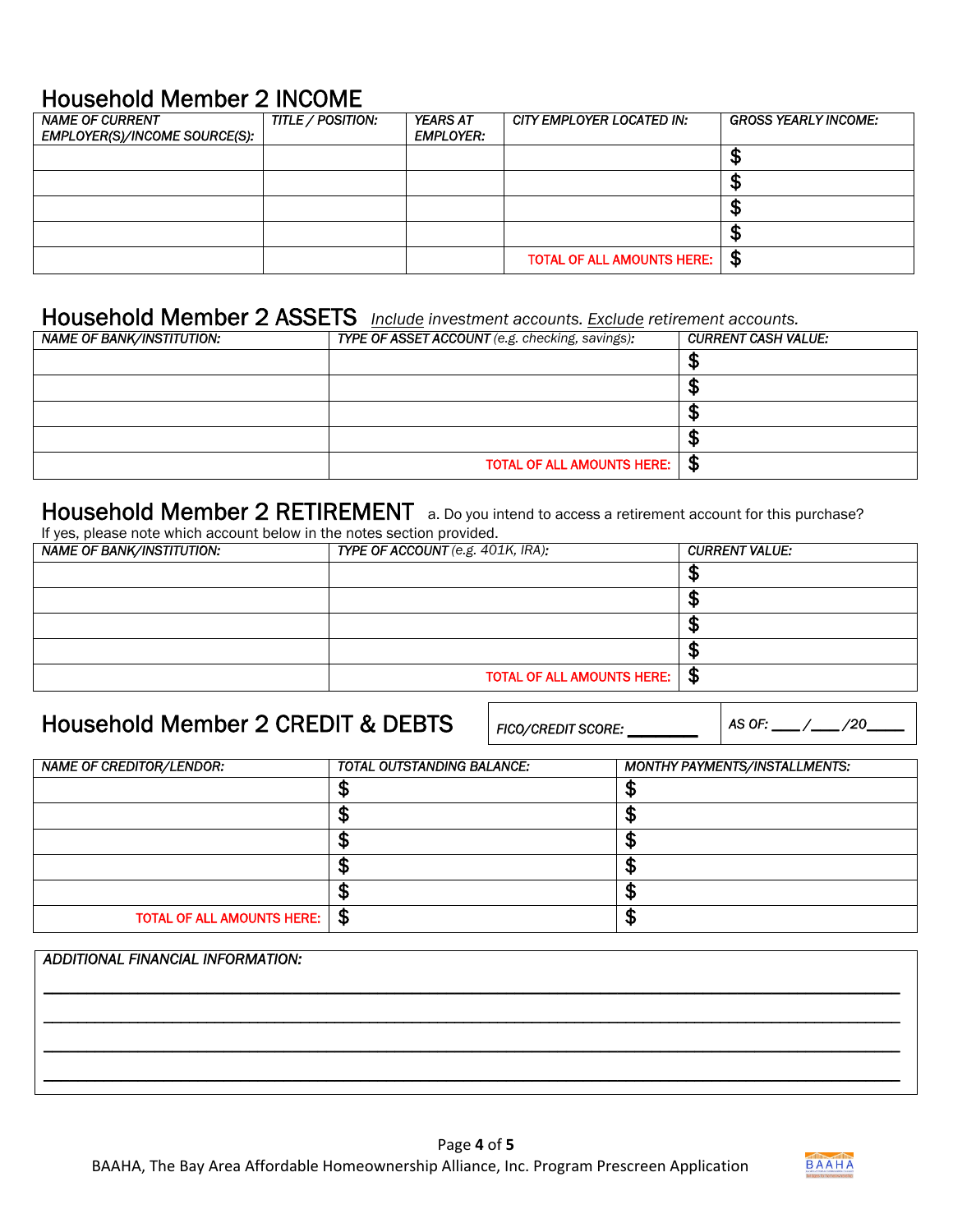## Household Member 2 INCOME

| *NAME OF CURRENT EMPLOYER(S)/INCOME SOURCE(S):* | *TITLE / POSITION:* | *YEARS AT EMPLOYER:* | *CITY EMPLOYER LOCATED IN:* | *GROSS YEARLY INCOME:* |
|---|---|---|---|---|
| | | | | $ |
| | | | | $ |
| | | | | $ |
| | | | | $ |
| | | | TOTAL OF ALL AMOUNTS HERE: | $ |

## Household Member 2 ASSETS *Include investment accounts. Exclude retirement accounts.*

| *NAME OF BANK/INSTITUTION:* | *TYPE OF ASSET ACCOUNT (e.g. checking, savings):* | *CURRENT CASH VALUE:* |
|---|---|---|
| | | $ |
| | | $ |
| | | $ |
| | | $ |
| | TOTAL OF ALL AMOUNTS HERE: | $ |

## Household Member 2 RETIREMENT

a. Do you intend to access a retirement account for this purchase? If yes, please note which account below in the notes section provided.

| *NAME OF BANK/INSTITUTION:* | *TYPE OF ACCOUNT (e.g. 401K, IRA):* | *CURRENT VALUE:* |
|---|---|---|
| | | $ |
| | | $ |
| | | $ |
| | | $ |
| | TOTAL OF ALL AMOUNTS HERE: | $ |

## Household Member 2 CREDIT & DEBTS

*FICO/CREDIT SCORE:* ________ *AS OF:* ___/___/20____

| *NAME OF CREDITOR/LENDOR:* | *TOTAL OUTSTANDING BALANCE:* | *MONTHY PAYMENTS/INSTALLMENTS:* |
|---|---|---|
| | $ | $ |
| | $ | $ |
| | $ | $ |
| | $ | $ |
| | $ | $ |
| TOTAL OF ALL AMOUNTS HERE: | $ | $ |

*ADDITIONAL FINANCIAL INFORMATION:*

______________________________________________________________________________

______________________________________________________________________________

______________________________________________________________________________

______________________________________________________________________________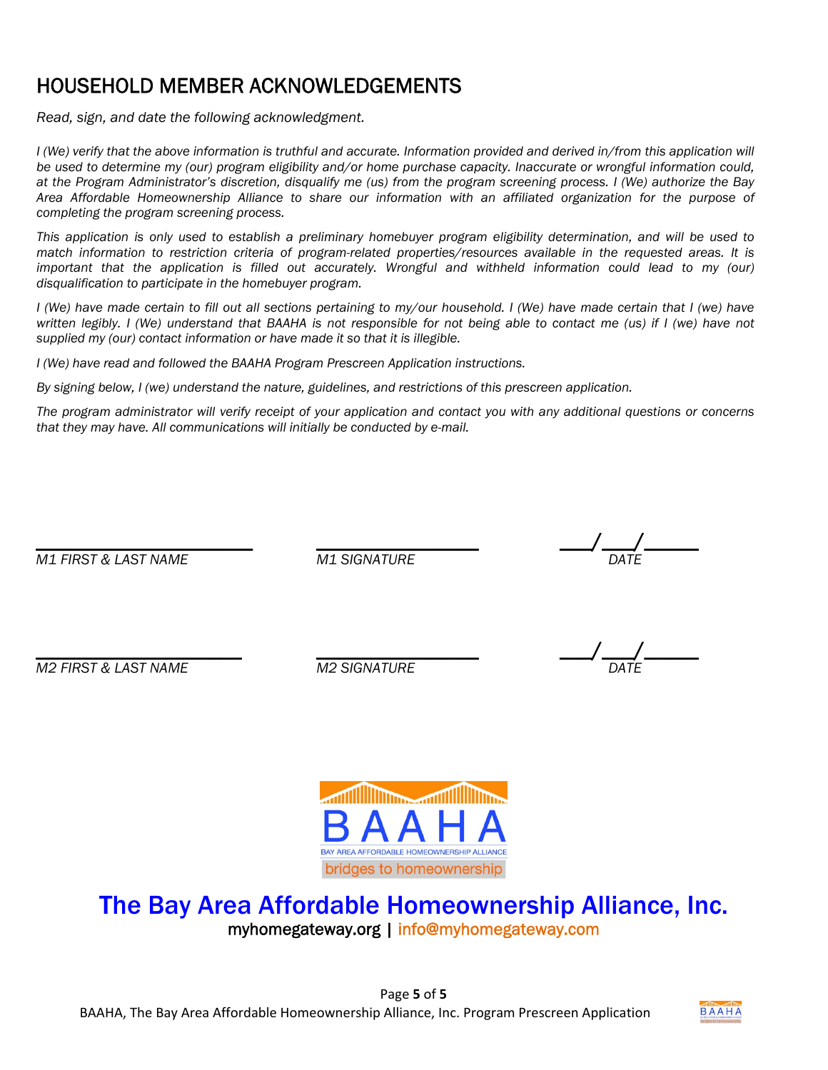# HOUSEHOLD MEMBER ACKNOWLEDGEMENTS

*Read, sign, and date the following acknowledgment.*

*I (We) verify that the above information is truthful and accurate. Information provided and derived in/from this application will be used to determine my (our) program eligibility and/or home purchase capacity. Inaccurate or wrongful information could, at the Program Administrator's discretion, disqualify me (us) from the program screening process. I (We) authorize the Bay Area Affordable Homeownership Alliance to share our information with an affiliated organization for the purpose of completing the program screening process.*

*This application is only used to establish a preliminary homebuyer program eligibility determination, and will be used to match information to restriction criteria of program-related properties/resources available in the requested areas. It is important that the application is filled out accurately. Wrongful and withheld information could lead to my (our) disqualification to participate in the homebuyer program.*

*I (We) have made certain to fill out all sections pertaining to my/our household. I (We) have made certain that I (we) have written legibly. I (We) understand that BAAHA is not responsible for not being able to contact me (us) if I (we) have not supplied my (our) contact information or have made it so that it is illegible.*

*I (We) have read and followed the BAAHA Program Prescreen Application instructions.*

*By signing below, I (we) understand the nature, guidelines, and restrictions of this prescreen application.*

*The program administrator will verify receipt of your application and contact you with any additional questions or concerns that they may have. All communications will initially be conducted by e-mail.*

| | | |
|---|---|---|
| ______________________ | ______________________ | ____/____/______ |
| *M1 FIRST & LAST NAME* | *M1 SIGNATURE* | *DATE* |
| ______________________ | ______________________ | ____/____/______ |
| *M2 FIRST & LAST NAME* | *M2 SIGNATURE* | *DATE* |

BAAHA
BAY AREA AFFORDABLE HOMEOWNERSHIP ALLIANCE
bridges to homeownership

## The Bay Area Affordable Homeownership Alliance, Inc.

myhomegateway.org | info@myhomegateway.com